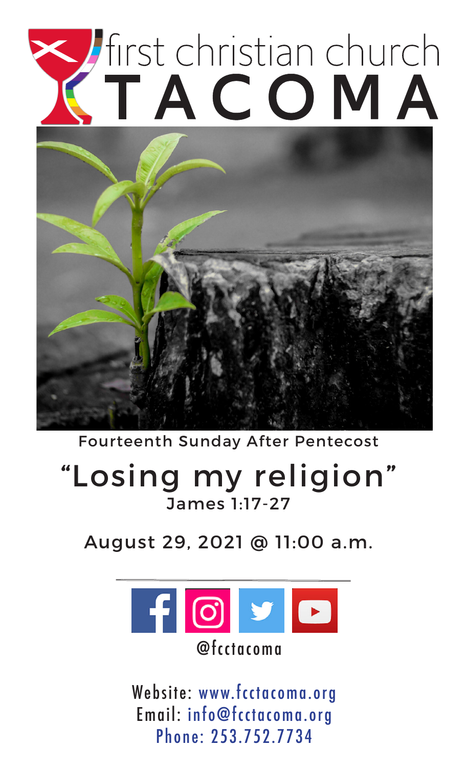# first christian church TACOMA

Fourteenth Sunday After Pentecost

## "Losing my religion"

James 1:17-27

August 29, 2021 @ 11:00 a.m.

@fcctacoma

Website: www.fcctacoma.org
Email: info@fcctacoma.org
Phone: 253.752.7734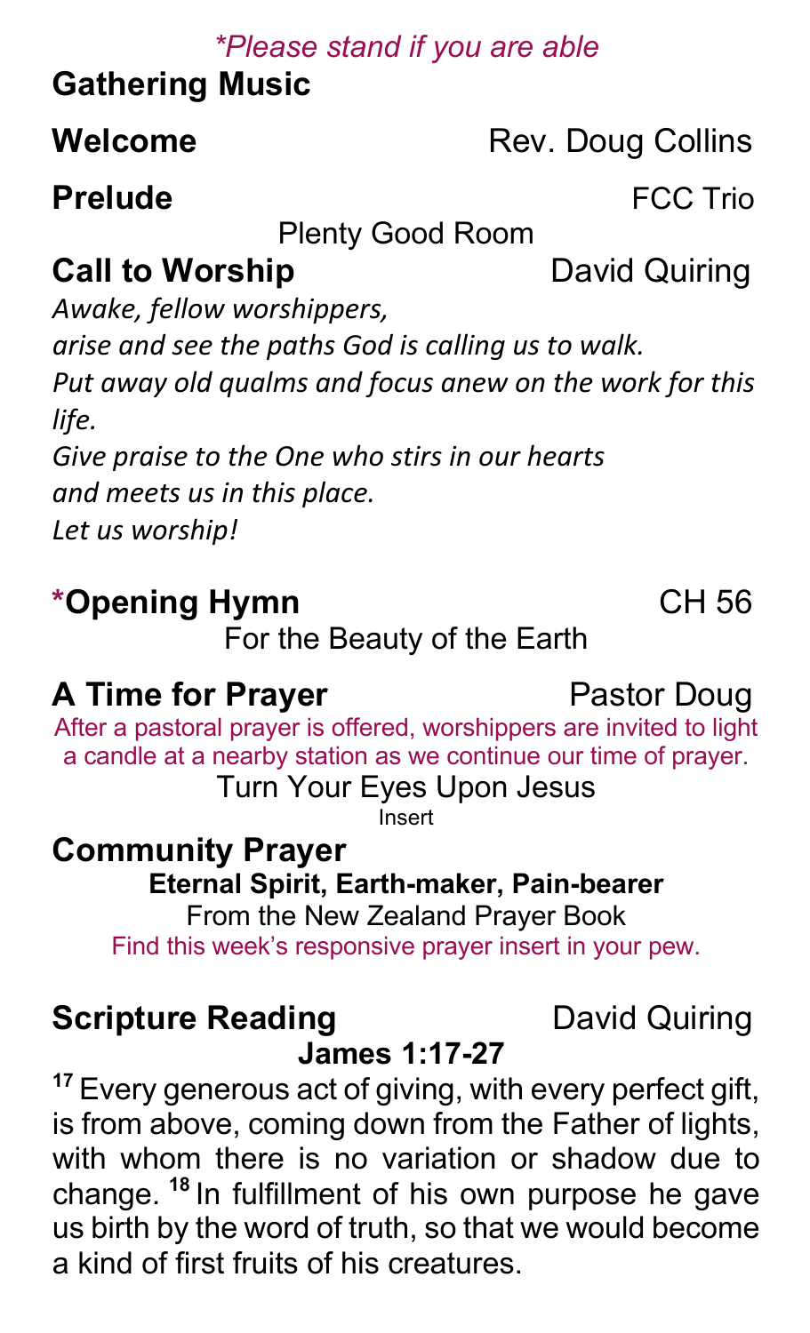*\*Please stand if you are able*

**Gathering Music**

**Welcome** Rev. Doug Collins

**Prelude** FCC Trio

Plenty Good Room

**Call to Worship** David Quiring

*Awake, fellow worshippers,*
*arise and see the paths God is calling us to walk.*
*Put away old qualms and focus anew on the work for this life.*
*Give praise to the One who stirs in our hearts*
*and meets us in this place.*
*Let us worship!*

**\*Opening Hymn** CH 56

For the Beauty of the Earth

**A Time for Prayer** Pastor Doug

After a pastoral prayer is offered, worshippers are invited to light a candle at a nearby station as we continue our time of prayer.

Turn Your Eyes Upon Jesus

Insert

**Community Prayer**

**Eternal Spirit, Earth-maker, Pain-bearer**

From the New Zealand Prayer Book

Find this week's responsive prayer insert in your pew.

**Scripture Reading** David Quiring

**James 1:17-27**

[17] Every generous act of giving, with every perfect gift, is from above, coming down from the Father of lights, with whom there is no variation or shadow due to change. [18] In fulfillment of his own purpose he gave us birth by the word of truth, so that we would become a kind of first fruits of his creatures.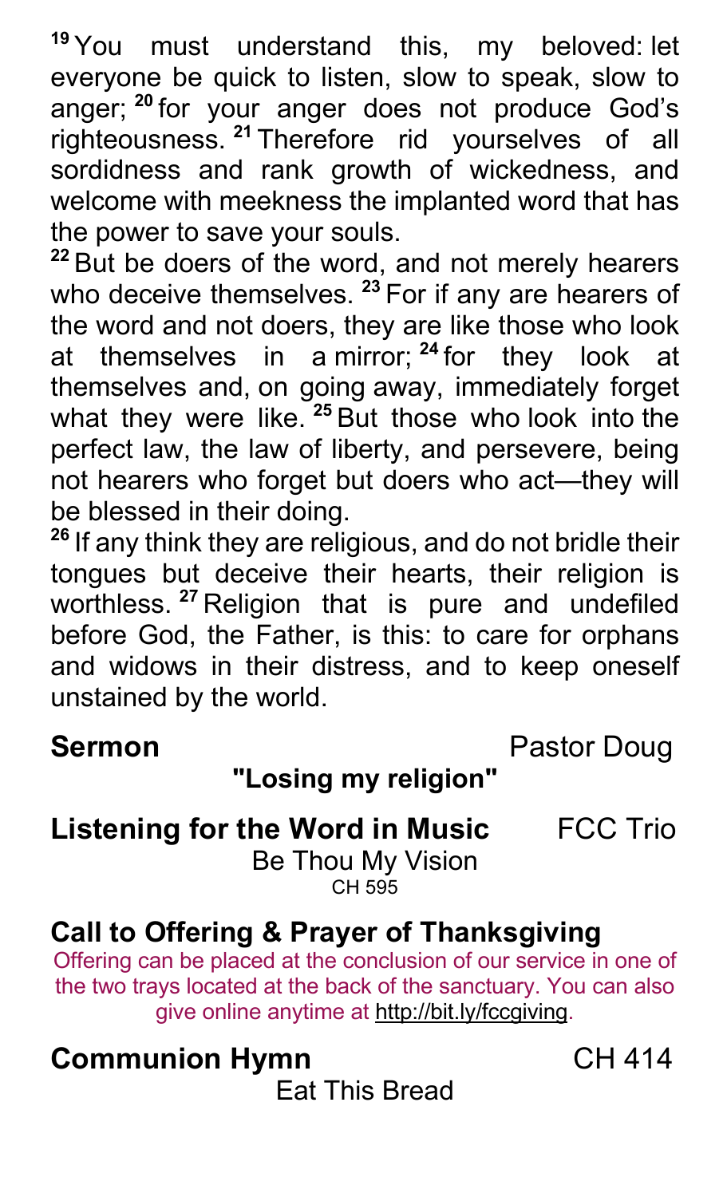[19] You must understand this, my beloved: let everyone be quick to listen, slow to speak, slow to anger; [20] for your anger does not produce God's righteousness. [21] Therefore rid yourselves of all sordidness and rank growth of wickedness, and welcome with meekness the implanted word that has the power to save your souls.

[22] But be doers of the word, and not merely hearers who deceive themselves. [23] For if any are hearers of the word and not doers, they are like those who look at themselves in a mirror; [24] for they look at themselves and, on going away, immediately forget what they were like. [25] But those who look into the perfect law, the law of liberty, and persevere, being not hearers who forget but doers who act—they will be blessed in their doing.

[26] If any think they are religious, and do not bridle their tongues but deceive their hearts, their religion is worthless. [27] Religion that is pure and undefiled before God, the Father, is this: to care for orphans and widows in their distress, and to keep oneself unstained by the world.

**Sermon** Pastor Doug

**"Losing my religion"**

**Listening for the Word in Music** FCC Trio

Be Thou My Vision

CH 595

**Call to Offering & Prayer of Thanksgiving**

Offering can be placed at the conclusion of our service in one of the two trays located at the back of the sanctuary. You can also give online anytime at http://bit.ly/fccgiving.

**Communion Hymn** CH 414

Eat This Bread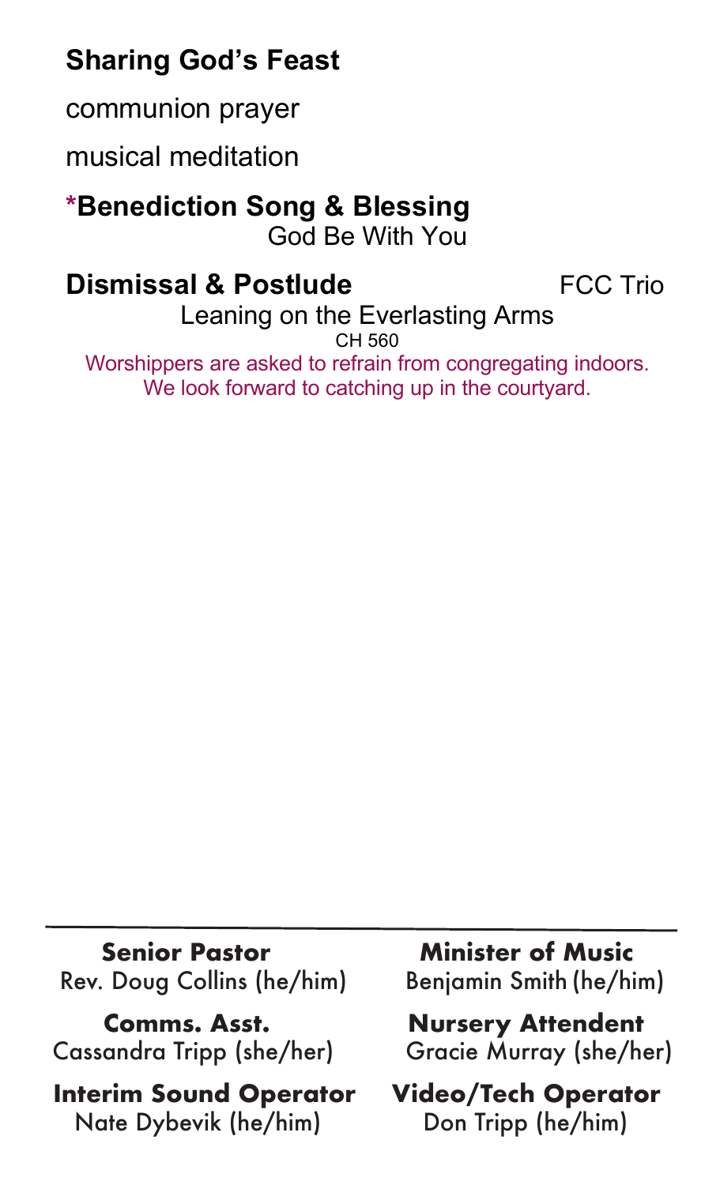**Sharing God's Feast**

communion prayer

musical meditation

**\*Benediction Song & Blessing**

God Be With You

**Dismissal & Postlude** FCC Trio

Leaning on the Everlasting Arms

CH 560

Worshippers are asked to refrain from congregating indoors.
We look forward to catching up in the courtyard.

---

**Senior Pastor**
Rev. Doug Collins (he/him)

**Minister of Music**
Benjamin Smith (he/him)

**Comms. Asst.**
Cassandra Tripp (she/her)

**Nursery Attendent**
Gracie Murray (she/her)

**Interim Sound Operator**
Nate Dybevik (he/him)

**Video/Tech Operator**
Don Tripp (he/him)